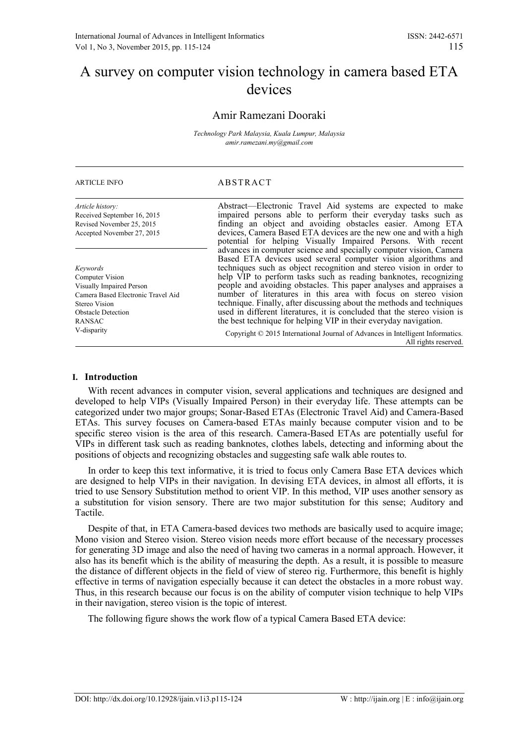# A survey on computer vision technology in camera based ETA devices

Amir Ramezani Dooraki

*Technology Park Malaysia, Kuala Lumpur, Malaysia*
*amir.ramezani.my@gmail.com*

---

ARTICLE INFO

*Article history:*
Received September 16, 2015
Revised November 25, 2015
Accepted November 27, 2015

*Keywords*
Computer Vision
Visually Impaired Person
Camera Based Electronic Travel Aid
Stereo Vision
Obstacle Detection
RANSAC
V-disparity

ABSTRACT

Abstract—Electronic Travel Aid systems are expected to make impaired persons able to perform their everyday tasks such as finding an object and avoiding obstacles easier. Among ETA devices, Camera Based ETA devices are the new one and with a high potential for helping Visually Impaired Persons. With recent advances in computer science and specially computer vision, Camera Based ETA devices used several computer vision algorithms and techniques such as object recognition and stereo vision in order to help VIP to perform tasks such as reading banknotes, recognizing people and avoiding obstacles. This paper analyses and appraises a number of literatures in this area with focus on stereo vision technique. Finally, after discussing about the methods and techniques used in different literatures, it is concluded that the stereo vision is the best technique for helping VIP in their everyday navigation.

Copyright © 2015 International Journal of Advances in Intelligent Informatics. All rights reserved.

---

## I. Introduction

With recent advances in computer vision, several applications and techniques are designed and developed to help VIPs (Visually Impaired Person) in their everyday life. These attempts can be categorized under two major groups; Sonar-Based ETAs (Electronic Travel Aid) and Camera-Based ETAs. This survey focuses on Camera-based ETAs mainly because computer vision and to be specific stereo vision is the area of this research. Camera-Based ETAs are potentially useful for VIPs in different task such as reading banknotes, clothes labels, detecting and informing about the positions of objects and recognizing obstacles and suggesting safe walk able routes to.

In order to keep this text informative, it is tried to focus only Camera Base ETA devices which are designed to help VIPs in their navigation. In devising ETA devices, in almost all efforts, it is tried to use Sensory Substitution method to orient VIP. In this method, VIP uses another sensory as a substitution for vision sensory. There are two major substitution for this sense; Auditory and Tactile.

Despite of that, in ETA Camera-based devices two methods are basically used to acquire image; Mono vision and Stereo vision. Stereo vision needs more effort because of the necessary processes for generating 3D image and also the need of having two cameras in a normal approach. However, it also has its benefit which is the ability of measuring the depth. As a result, it is possible to measure the distance of different objects in the field of view of stereo rig. Furthermore, this benefit is highly effective in terms of navigation especially because it can detect the obstacles in a more robust way. Thus, in this research because our focus is on the ability of computer vision technique to help VIPs in their navigation, stereo vision is the topic of interest.

The following figure shows the work flow of a typical Camera Based ETA device: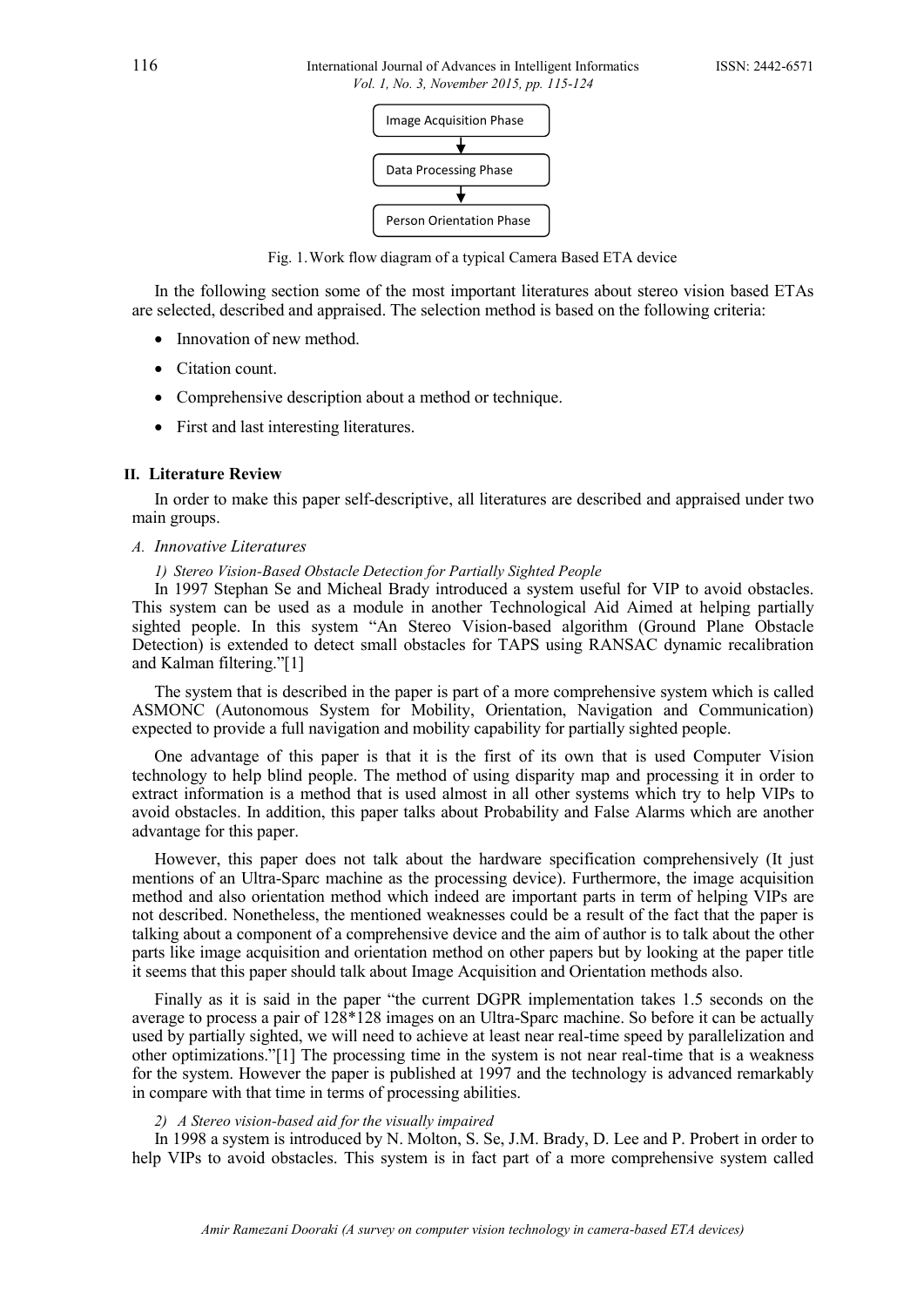Image Acquisition Phase

Data Processing Phase

Person Orientation Phase

Fig. 1. Work flow diagram of a typical Camera Based ETA device

In the following section some of the most important literatures about stereo vision based ETAs are selected, described and appraised. The selection method is based on the following criteria:

- Innovation of new method.
- Citation count.
- Comprehensive description about a method or technique.
- First and last interesting literatures.

## II. Literature Review

In order to make this paper self-descriptive, all literatures are described and appraised under two main groups.

### A. *Innovative Literatures*

#### 1) *Stereo Vision-Based Obstacle Detection for Partially Sighted People*

In 1997 Stephan Se and Micheal Brady introduced a system useful for VIP to avoid obstacles. This system can be used as a module in another Technological Aid Aimed at helping partially sighted people. In this system "An Stereo Vision-based algorithm (Ground Plane Obstacle Detection) is extended to detect small obstacles for TAPS using RANSAC dynamic recalibration and Kalman filtering."[1]

The system that is described in the paper is part of a more comprehensive system which is called ASMONC (Autonomous System for Mobility, Orientation, Navigation and Communication) expected to provide a full navigation and mobility capability for partially sighted people.

One advantage of this paper is that it is the first of its own that is used Computer Vision technology to help blind people. The method of using disparity map and processing it in order to extract information is a method that is used almost in all other systems which try to help VIPs to avoid obstacles. In addition, this paper talks about Probability and False Alarms which are another advantage for this paper.

However, this paper does not talk about the hardware specification comprehensively (It just mentions of an Ultra-Sparc machine as the processing device). Furthermore, the image acquisition method and also orientation method which indeed are important parts in term of helping VIPs are not described. Nonetheless, the mentioned weaknesses could be a result of the fact that the paper is talking about a component of a comprehensive device and the aim of author is to talk about the other parts like image acquisition and orientation method on other papers but by looking at the paper title it seems that this paper should talk about Image Acquisition and Orientation methods also.

Finally as it is said in the paper "the current DGPR implementation takes 1.5 seconds on the average to process a pair of 128*128 images on an Ultra-Sparc machine. So before it can be actually used by partially sighted, we will need to achieve at least near real-time speed by parallelization and other optimizations."[1] The processing time in the system is not near real-time that is a weakness for the system. However the paper is published at 1997 and the technology is advanced remarkably in compare with that time in terms of processing abilities.

#### 2) *A Stereo vision-based aid for the visually impaired*

In 1998 a system is introduced by N. Molton, S. Se, J.M. Brady, D. Lee and P. Probert in order to help VIPs to avoid obstacles. This system is in fact part of a more comprehensive system called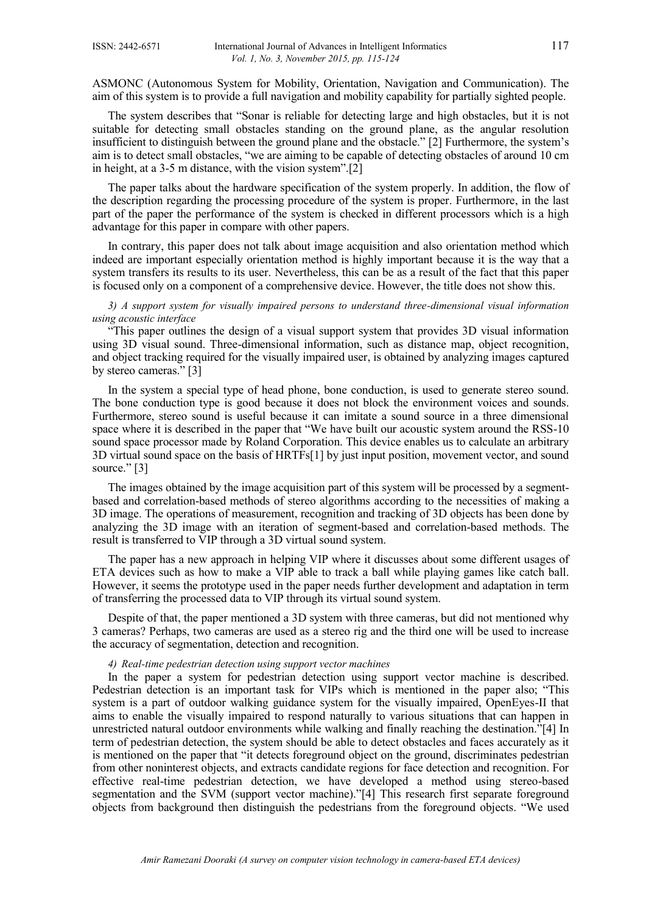ASMONC (Autonomous System for Mobility, Orientation, Navigation and Communication). The aim of this system is to provide a full navigation and mobility capability for partially sighted people.

The system describes that "Sonar is reliable for detecting large and high obstacles, but it is not suitable for detecting small obstacles standing on the ground plane, as the angular resolution insufficient to distinguish between the ground plane and the obstacle." [2] Furthermore, the system's aim is to detect small obstacles, "we are aiming to be capable of detecting obstacles of around 10 cm in height, at a 3-5 m distance, with the vision system".[2]

The paper talks about the hardware specification of the system properly. In addition, the flow of the description regarding the processing procedure of the system is proper. Furthermore, in the last part of the paper the performance of the system is checked in different processors which is a high advantage for this paper in compare with other papers.

In contrary, this paper does not talk about image acquisition and also orientation method which indeed are important especially orientation method is highly important because it is the way that a system transfers its results to its user. Nevertheless, this can be as a result of the fact that this paper is focused only on a component of a comprehensive device. However, the title does not show this.

*3) A support system for visually impaired persons to understand three-dimensional visual information using acoustic interface*

"This paper outlines the design of a visual support system that provides 3D visual information using 3D visual sound. Three-dimensional information, such as distance map, object recognition, and object tracking required for the visually impaired user, is obtained by analyzing images captured by stereo cameras." [3]

In the system a special type of head phone, bone conduction, is used to generate stereo sound. The bone conduction type is good because it does not block the environment voices and sounds. Furthermore, stereo sound is useful because it can imitate a sound source in a three dimensional space where it is described in the paper that "We have built our acoustic system around the RSS-10 sound space processor made by Roland Corporation. This device enables us to calculate an arbitrary 3D virtual sound space on the basis of HRTFs[1] by just input position, movement vector, and sound source." [3]

The images obtained by the image acquisition part of this system will be processed by a segment-based and correlation-based methods of stereo algorithms according to the necessities of making a 3D image. The operations of measurement, recognition and tracking of 3D objects has been done by analyzing the 3D image with an iteration of segment-based and correlation-based methods. The result is transferred to VIP through a 3D virtual sound system.

The paper has a new approach in helping VIP where it discusses about some different usages of ETA devices such as how to make a VIP able to track a ball while playing games like catch ball. However, it seems the prototype used in the paper needs further development and adaptation in term of transferring the processed data to VIP through its virtual sound system.

Despite of that, the paper mentioned a 3D system with three cameras, but did not mentioned why 3 cameras? Perhaps, two cameras are used as a stereo rig and the third one will be used to increase the accuracy of segmentation, detection and recognition.

*4) Real-time pedestrian detection using support vector machines*

In the paper a system for pedestrian detection using support vector machine is described. Pedestrian detection is an important task for VIPs which is mentioned in the paper also; "This system is a part of outdoor walking guidance system for the visually impaired, OpenEyes-II that aims to enable the visually impaired to respond naturally to various situations that can happen in unrestricted natural outdoor environments while walking and finally reaching the destination."[4] In term of pedestrian detection, the system should be able to detect obstacles and faces accurately as it is mentioned on the paper that "it detects foreground object on the ground, discriminates pedestrian from other noninterest objects, and extracts candidate regions for face detection and recognition. For effective real-time pedestrian detection, we have developed a method using stereo-based segmentation and the SVM (support vector machine)."[4] This research first separate foreground objects from background then distinguish the pedestrians from the foreground objects. "We used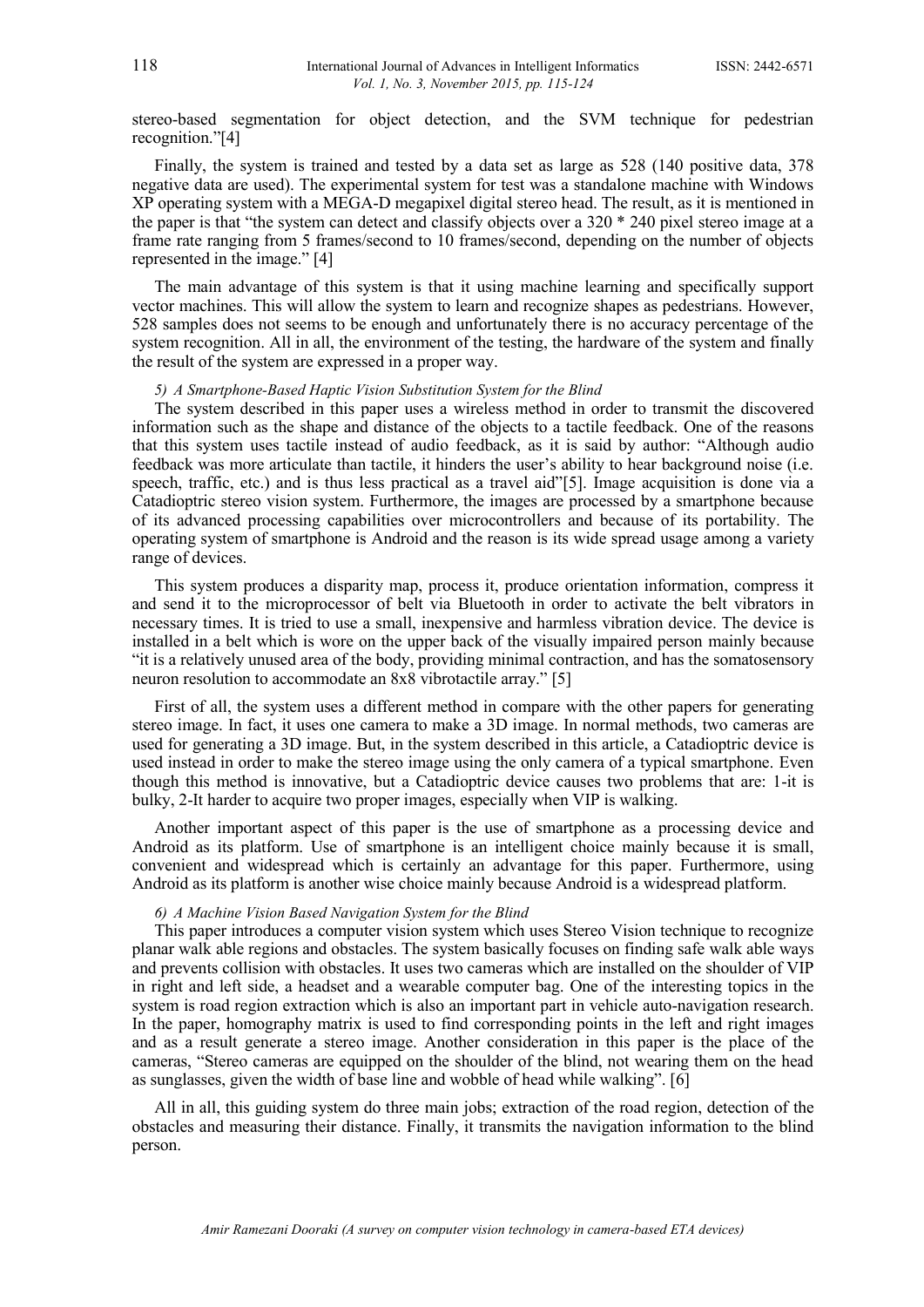stereo-based segmentation for object detection, and the SVM technique for pedestrian recognition."[4]

Finally, the system is trained and tested by a data set as large as 528 (140 positive data, 378 negative data are used). The experimental system for test was a standalone machine with Windows XP operating system with a MEGA-D megapixel digital stereo head. The result, as it is mentioned in the paper is that "the system can detect and classify objects over a 320 * 240 pixel stereo image at a frame rate ranging from 5 frames/second to 10 frames/second, depending on the number of objects represented in the image." [4]

The main advantage of this system is that it using machine learning and specifically support vector machines. This will allow the system to learn and recognize shapes as pedestrians. However, 528 samples does not seems to be enough and unfortunately there is no accuracy percentage of the system recognition. All in all, the environment of the testing, the hardware of the system and finally the result of the system are expressed in a proper way.

*5) A Smartphone-Based Haptic Vision Substitution System for the Blind*

The system described in this paper uses a wireless method in order to transmit the discovered information such as the shape and distance of the objects to a tactile feedback. One of the reasons that this system uses tactile instead of audio feedback, as it is said by author: "Although audio feedback was more articulate than tactile, it hinders the user's ability to hear background noise (i.e. speech, traffic, etc.) and is thus less practical as a travel aid"[5]. Image acquisition is done via a Catadioptric stereo vision system. Furthermore, the images are processed by a smartphone because of its advanced processing capabilities over microcontrollers and because of its portability. The operating system of smartphone is Android and the reason is its wide spread usage among a variety range of devices.

This system produces a disparity map, process it, produce orientation information, compress it and send it to the microprocessor of belt via Bluetooth in order to activate the belt vibrators in necessary times. It is tried to use a small, inexpensive and harmless vibration device. The device is installed in a belt which is wore on the upper back of the visually impaired person mainly because "it is a relatively unused area of the body, providing minimal contraction, and has the somatosensory neuron resolution to accommodate an 8x8 vibrotactile array." [5]

First of all, the system uses a different method in compare with the other papers for generating stereo image. In fact, it uses one camera to make a 3D image. In normal methods, two cameras are used for generating a 3D image. But, in the system described in this article, a Catadioptric device is used instead in order to make the stereo image using the only camera of a typical smartphone. Even though this method is innovative, but a Catadioptric device causes two problems that are: 1-it is bulky, 2-It harder to acquire two proper images, especially when VIP is walking.

Another important aspect of this paper is the use of smartphone as a processing device and Android as its platform. Use of smartphone is an intelligent choice mainly because it is small, convenient and widespread which is certainly an advantage for this paper. Furthermore, using Android as its platform is another wise choice mainly because Android is a widespread platform.

*6) A Machine Vision Based Navigation System for the Blind*

This paper introduces a computer vision system which uses Stereo Vision technique to recognize planar walk able regions and obstacles. The system basically focuses on finding safe walk able ways and prevents collision with obstacles. It uses two cameras which are installed on the shoulder of VIP in right and left side, a headset and a wearable computer bag. One of the interesting topics in the system is road region extraction which is also an important part in vehicle auto-navigation research. In the paper, homography matrix is used to find corresponding points in the left and right images and as a result generate a stereo image. Another consideration in this paper is the place of the cameras, "Stereo cameras are equipped on the shoulder of the blind, not wearing them on the head as sunglasses, given the width of base line and wobble of head while walking". [6]

All in all, this guiding system do three main jobs; extraction of the road region, detection of the obstacles and measuring their distance. Finally, it transmits the navigation information to the blind person.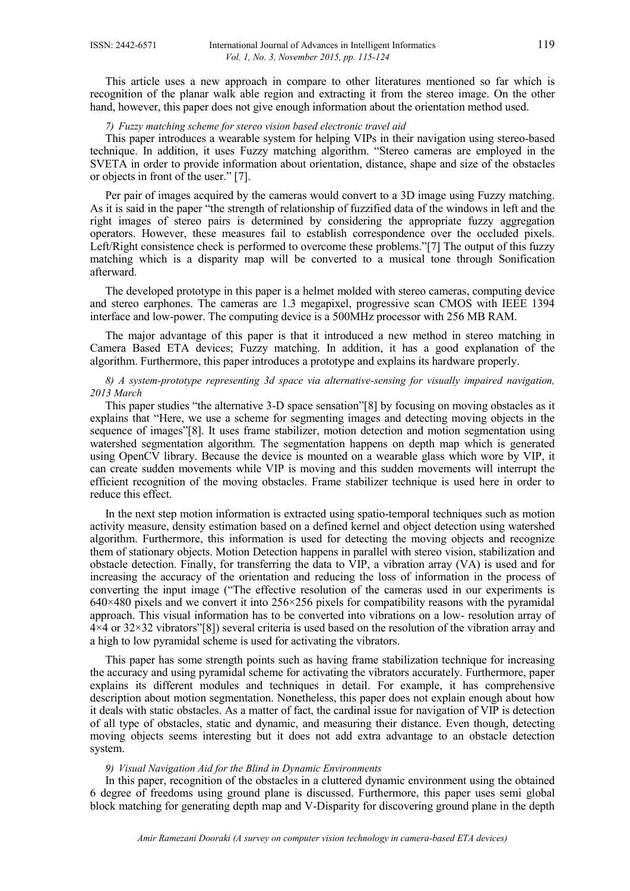This article uses a new approach in compare to other literatures mentioned so far which is recognition of the planar walk able region and extracting it from the stereo image. On the other hand, however, this paper does not give enough information about the orientation method used.

*7) Fuzzy matching scheme for stereo vision based electronic travel aid*

This paper introduces a wearable system for helping VIPs in their navigation using stereo-based technique. In addition, it uses Fuzzy matching algorithm. "Stereo cameras are employed in the SVETA in order to provide information about orientation, distance, shape and size of the obstacles or objects in front of the user." [7].

Per pair of images acquired by the cameras would convert to a 3D image using Fuzzy matching. As it is said in the paper "the strength of relationship of fuzzified data of the windows in left and the right images of stereo pairs is determined by considering the appropriate fuzzy aggregation operators. However, these measures fail to establish correspondence over the occluded pixels. Left/Right consistence check is performed to overcome these problems."[7] The output of this fuzzy matching which is a disparity map will be converted to a musical tone through Sonification afterward.

The developed prototype in this paper is a helmet molded with stereo cameras, computing device and stereo earphones. The cameras are 1.3 megapixel, progressive scan CMOS with IEEE 1394 interface and low-power. The computing device is a 500MHz processor with 256 MB RAM.

The major advantage of this paper is that it introduced a new method in stereo matching in Camera Based ETA devices; Fuzzy matching. In addition, it has a good explanation of the algorithm. Furthermore, this paper introduces a prototype and explains its hardware properly.

*8) A system-prototype representing 3d space via alternative-sensing for visually impaired navigation, 2013 March*

This paper studies "the alternative 3-D space sensation"[8] by focusing on moving obstacles as it explains that "Here, we use a scheme for segmenting images and detecting moving objects in the sequence of images"[8]. It uses frame stabilizer, motion detection and motion segmentation using watershed segmentation algorithm. The segmentation happens on depth map which is generated using OpenCV library. Because the device is mounted on a wearable glass which wore by VIP, it can create sudden movements while VIP is moving and this sudden movements will interrupt the efficient recognition of the moving obstacles. Frame stabilizer technique is used here in order to reduce this effect.

In the next step motion information is extracted using spatio-temporal techniques such as motion activity measure, density estimation based on a defined kernel and object detection using watershed algorithm. Furthermore, this information is used for detecting the moving objects and recognize them of stationary objects. Motion Detection happens in parallel with stereo vision, stabilization and obstacle detection. Finally, for transferring the data to VIP, a vibration array (VA) is used and for increasing the accuracy of the orientation and reducing the loss of information in the process of converting the input image ("The effective resolution of the cameras used in our experiments is 640×480 pixels and we convert it into 256×256 pixels for compatibility reasons with the pyramidal approach. This visual information has to be converted into vibrations on a low- resolution array of 4×4 or 32×32 vibrators"[8]) several criteria is used based on the resolution of the vibration array and a high to low pyramidal scheme is used for activating the vibrators.

This paper has some strength points such as having frame stabilization technique for increasing the accuracy and using pyramidal scheme for activating the vibrators accurately. Furthermore, paper explains its different modules and techniques in detail. For example, it has comprehensive description about motion segmentation. Nonetheless, this paper does not explain enough about how it deals with static obstacles. As a matter of fact, the cardinal issue for navigation of VIP is detection of all type of obstacles, static and dynamic, and measuring their distance. Even though, detecting moving objects seems interesting but it does not add extra advantage to an obstacle detection system.

*9) Visual Navigation Aid for the Blind in Dynamic Environments*

In this paper, recognition of the obstacles in a cluttered dynamic environment using the obtained 6 degree of freedoms using ground plane is discussed. Furthermore, this paper uses semi global block matching for generating depth map and V-Disparity for discovering ground plane in the depth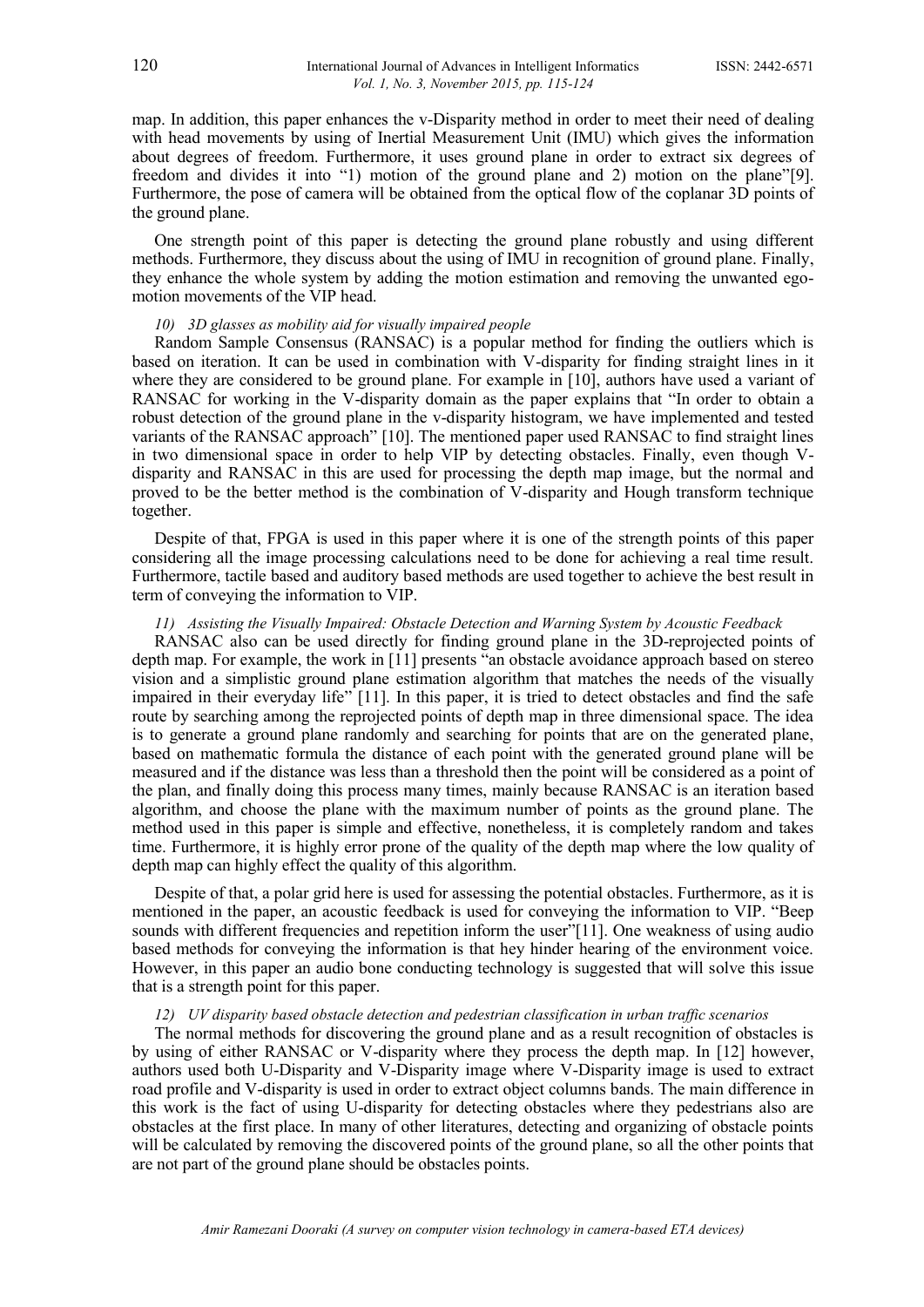map. In addition, this paper enhances the v-Disparity method in order to meet their need of dealing with head movements by using of Inertial Measurement Unit (IMU) which gives the information about degrees of freedom. Furthermore, it uses ground plane in order to extract six degrees of freedom and divides it into "1) motion of the ground plane and 2) motion on the plane"[9]. Furthermore, the pose of camera will be obtained from the optical flow of the coplanar 3D points of the ground plane.

One strength point of this paper is detecting the ground plane robustly and using different methods. Furthermore, they discuss about the using of IMU in recognition of ground plane. Finally, they enhance the whole system by adding the motion estimation and removing the unwanted ego-motion movements of the VIP head.

*10) 3D glasses as mobility aid for visually impaired people*

Random Sample Consensus (RANSAC) is a popular method for finding the outliers which is based on iteration. It can be used in combination with V-disparity for finding straight lines in it where they are considered to be ground plane. For example in [10], authors have used a variant of RANSAC for working in the V-disparity domain as the paper explains that "In order to obtain a robust detection of the ground plane in the v-disparity histogram, we have implemented and tested variants of the RANSAC approach" [10]. The mentioned paper used RANSAC to find straight lines in two dimensional space in order to help VIP by detecting obstacles. Finally, even though V-disparity and RANSAC in this are used for processing the depth map image, but the normal and proved to be the better method is the combination of V-disparity and Hough transform technique together.

Despite of that, FPGA is used in this paper where it is one of the strength points of this paper considering all the image processing calculations need to be done for achieving a real time result. Furthermore, tactile based and auditory based methods are used together to achieve the best result in term of conveying the information to VIP.

*11) Assisting the Visually Impaired: Obstacle Detection and Warning System by Acoustic Feedback*

RANSAC also can be used directly for finding ground plane in the 3D-reprojected points of depth map. For example, the work in [11] presents "an obstacle avoidance approach based on stereo vision and a simplistic ground plane estimation algorithm that matches the needs of the visually impaired in their everyday life" [11]. In this paper, it is tried to detect obstacles and find the safe route by searching among the reprojected points of depth map in three dimensional space. The idea is to generate a ground plane randomly and searching for points that are on the generated plane, based on mathematic formula the distance of each point with the generated ground plane will be measured and if the distance was less than a threshold then the point will be considered as a point of the plan, and finally doing this process many times, mainly because RANSAC is an iteration based algorithm, and choose the plane with the maximum number of points as the ground plane. The method used in this paper is simple and effective, nonetheless, it is completely random and takes time. Furthermore, it is highly error prone of the quality of the depth map where the low quality of depth map can highly effect the quality of this algorithm.

Despite of that, a polar grid here is used for assessing the potential obstacles. Furthermore, as it is mentioned in the paper, an acoustic feedback is used for conveying the information to VIP. "Beep sounds with different frequencies and repetition inform the user"[11]. One weakness of using audio based methods for conveying the information is that hey hinder hearing of the environment voice. However, in this paper an audio bone conducting technology is suggested that will solve this issue that is a strength point for this paper.

*12) UV disparity based obstacle detection and pedestrian classification in urban traffic scenarios*

The normal methods for discovering the ground plane and as a result recognition of obstacles is by using of either RANSAC or V-disparity where they process the depth map. In [12] however, authors used both U-Disparity and V-Disparity image where V-Disparity image is used to extract road profile and V-disparity is used in order to extract object columns bands. The main difference in this work is the fact of using U-disparity for detecting obstacles where they pedestrians also are obstacles at the first place. In many of other literatures, detecting and organizing of obstacle points will be calculated by removing the discovered points of the ground plane, so all the other points that are not part of the ground plane should be obstacles points.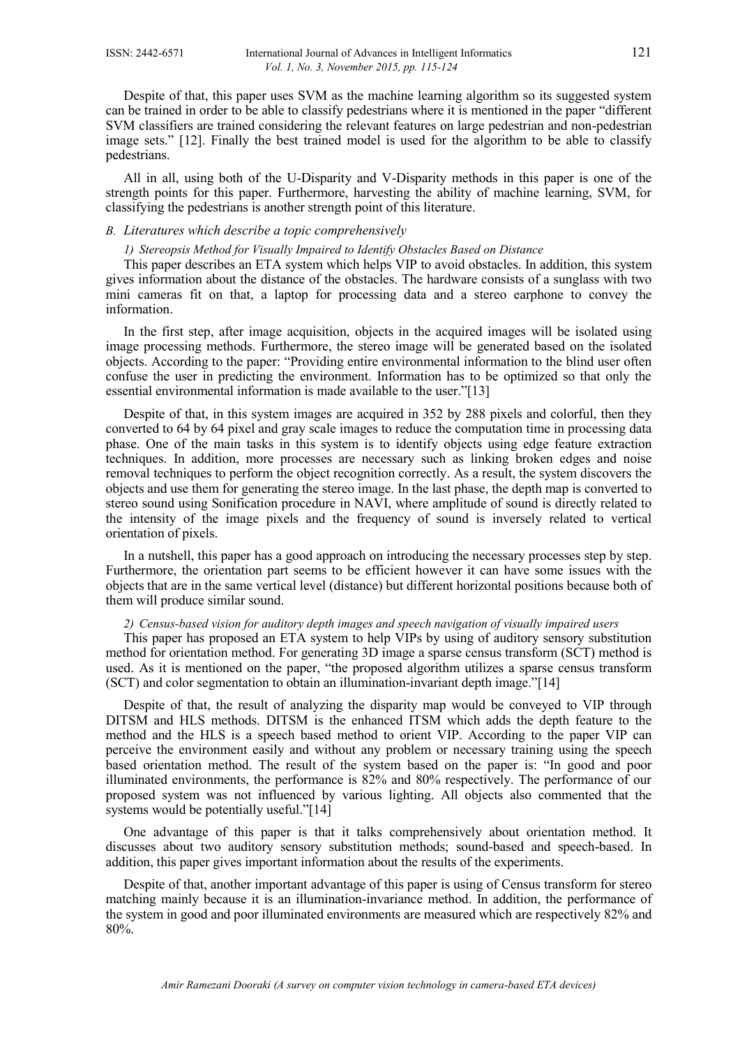Despite of that, this paper uses SVM as the machine learning algorithm so its suggested system can be trained in order to be able to classify pedestrians where it is mentioned in the paper "different SVM classifiers are trained considering the relevant features on large pedestrian and non-pedestrian image sets." [12]. Finally the best trained model is used for the algorithm to be able to classify pedestrians.

All in all, using both of the U-Disparity and V-Disparity methods in this paper is one of the strength points for this paper. Furthermore, harvesting the ability of machine learning, SVM, for classifying the pedestrians is another strength point of this literature.

### *B. Literatures which describe a topic comprehensively*

#### *1) Stereopsis Method for Visually Impaired to Identify Obstacles Based on Distance*

This paper describes an ETA system which helps VIP to avoid obstacles. In addition, this system gives information about the distance of the obstacles. The hardware consists of a sunglass with two mini cameras fit on that, a laptop for processing data and a stereo earphone to convey the information.

In the first step, after image acquisition, objects in the acquired images will be isolated using image processing methods. Furthermore, the stereo image will be generated based on the isolated objects. According to the paper: "Providing entire environmental information to the blind user often confuse the user in predicting the environment. Information has to be optimized so that only the essential environmental information is made available to the user."[13]

Despite of that, in this system images are acquired in 352 by 288 pixels and colorful, then they converted to 64 by 64 pixel and gray scale images to reduce the computation time in processing data phase. One of the main tasks in this system is to identify objects using edge feature extraction techniques. In addition, more processes are necessary such as linking broken edges and noise removal techniques to perform the object recognition correctly. As a result, the system discovers the objects and use them for generating the stereo image. In the last phase, the depth map is converted to stereo sound using Sonification procedure in NAVI, where amplitude of sound is directly related to the intensity of the image pixels and the frequency of sound is inversely related to vertical orientation of pixels.

In a nutshell, this paper has a good approach on introducing the necessary processes step by step. Furthermore, the orientation part seems to be efficient however it can have some issues with the objects that are in the same vertical level (distance) but different horizontal positions because both of them will produce similar sound.

#### *2) Census-based vision for auditory depth images and speech navigation of visually impaired users*

This paper has proposed an ETA system to help VIPs by using of auditory sensory substitution method for orientation method. For generating 3D image a sparse census transform (SCT) method is used. As it is mentioned on the paper, "the proposed algorithm utilizes a sparse census transform (SCT) and color segmentation to obtain an illumination-invariant depth image."[14]

Despite of that, the result of analyzing the disparity map would be conveyed to VIP through DITSM and HLS methods. DITSM is the enhanced ITSM which adds the depth feature to the method and the HLS is a speech based method to orient VIP. According to the paper VIP can perceive the environment easily and without any problem or necessary training using the speech based orientation method. The result of the system based on the paper is: "In good and poor illuminated environments, the performance is 82% and 80% respectively. The performance of our proposed system was not influenced by various lighting. All objects also commented that the systems would be potentially useful."[14]

One advantage of this paper is that it talks comprehensively about orientation method. It discusses about two auditory sensory substitution methods; sound-based and speech-based. In addition, this paper gives important information about the results of the experiments.

Despite of that, another important advantage of this paper is using of Census transform for stereo matching mainly because it is an illumination-invariance method. In addition, the performance of the system in good and poor illuminated environments are measured which are respectively 82% and 80%.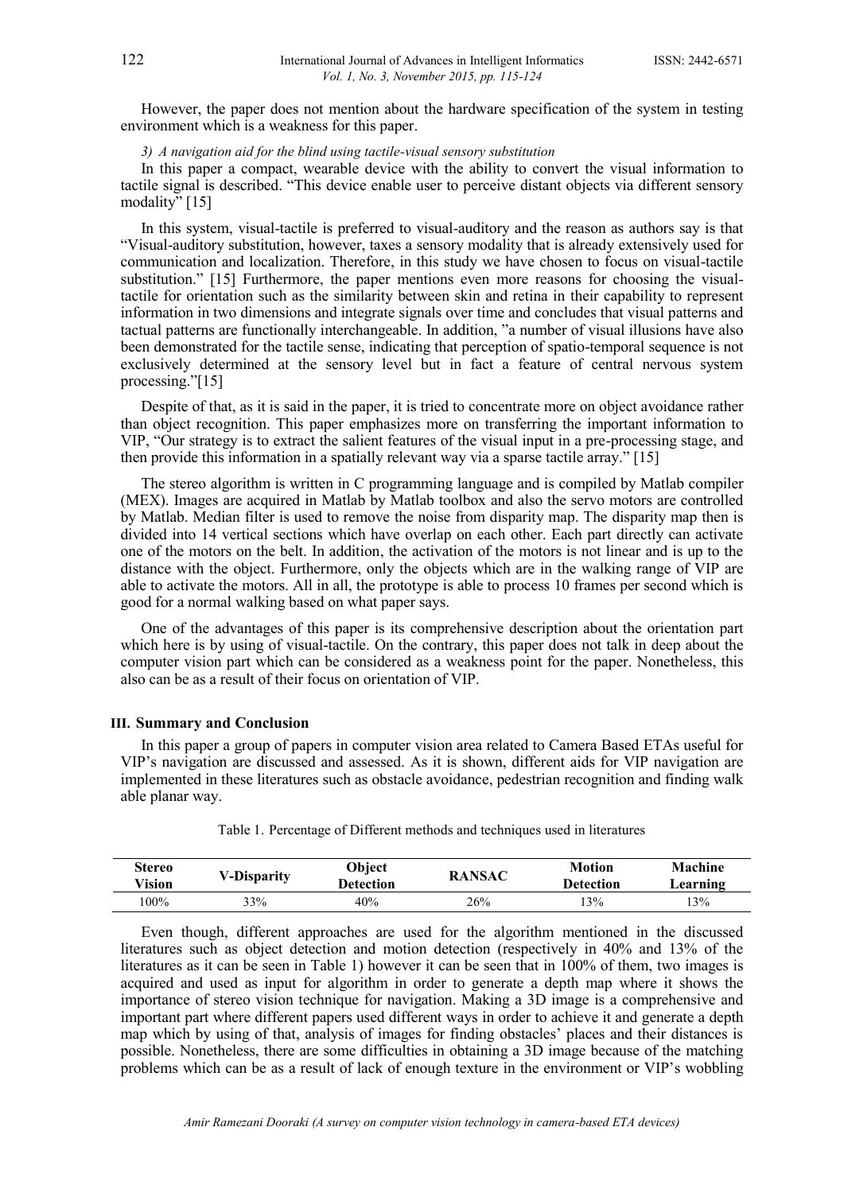However, the paper does not mention about the hardware specification of the system in testing environment which is a weakness for this paper.

*3) A navigation aid for the blind using tactile-visual sensory substitution*

In this paper a compact, wearable device with the ability to convert the visual information to tactile signal is described. "This device enable user to perceive distant objects via different sensory modality" [15]

In this system, visual-tactile is preferred to visual-auditory and the reason as authors say is that "Visual-auditory substitution, however, taxes a sensory modality that is already extensively used for communication and localization. Therefore, in this study we have chosen to focus on visual-tactile substitution." [15] Furthermore, the paper mentions even more reasons for choosing the visual-tactile for orientation such as the similarity between skin and retina in their capability to represent information in two dimensions and integrate signals over time and concludes that visual patterns and tactual patterns are functionally interchangeable. In addition, "a number of visual illusions have also been demonstrated for the tactile sense, indicating that perception of spatio-temporal sequence is not exclusively determined at the sensory level but in fact a feature of central nervous system processing."[15]

Despite of that, as it is said in the paper, it is tried to concentrate more on object avoidance rather than object recognition. This paper emphasizes more on transferring the important information to VIP, "Our strategy is to extract the salient features of the visual input in a pre-processing stage, and then provide this information in a spatially relevant way via a sparse tactile array." [15]

The stereo algorithm is written in C programming language and is compiled by Matlab compiler (MEX). Images are acquired in Matlab by Matlab toolbox and also the servo motors are controlled by Matlab. Median filter is used to remove the noise from disparity map. The disparity map then is divided into 14 vertical sections which have overlap on each other. Each part directly can activate one of the motors on the belt. In addition, the activation of the motors is not linear and is up to the distance with the object. Furthermore, only the objects which are in the walking range of VIP are able to activate the motors. All in all, the prototype is able to process 10 frames per second which is good for a normal walking based on what paper says.

One of the advantages of this paper is its comprehensive description about the orientation part which here is by using of visual-tactile. On the contrary, this paper does not talk in deep about the computer vision part which can be considered as a weakness point for the paper. Nonetheless, this also can be as a result of their focus on orientation of VIP.

## III. Summary and Conclusion

In this paper a group of papers in computer vision area related to Camera Based ETAs useful for VIP's navigation are discussed and assessed. As it is shown, different aids for VIP navigation are implemented in these literatures such as obstacle avoidance, pedestrian recognition and finding walk able planar way.

Table 1. Percentage of Different methods and techniques used in literatures

| Stereo Vision | V-Disparity | Object Detection | RANSAC | Motion Detection | Machine Learning |
|---|---|---|---|---|---|
| 100% | 33% | 40% | 26% | 13% | 13% |

Even though, different approaches are used for the algorithm mentioned in the discussed literatures such as object detection and motion detection (respectively in 40% and 13% of the literatures as it can be seen in Table 1) however it can be seen that in 100% of them, two images is acquired and used as input for algorithm in order to generate a depth map where it shows the importance of stereo vision technique for navigation. Making a 3D image is a comprehensive and important part where different papers used different ways in order to achieve it and generate a depth map which by using of that, analysis of images for finding obstacles' places and their distances is possible. Nonetheless, there are some difficulties in obtaining a 3D image because of the matching problems which can be as a result of lack of enough texture in the environment or VIP's wobbling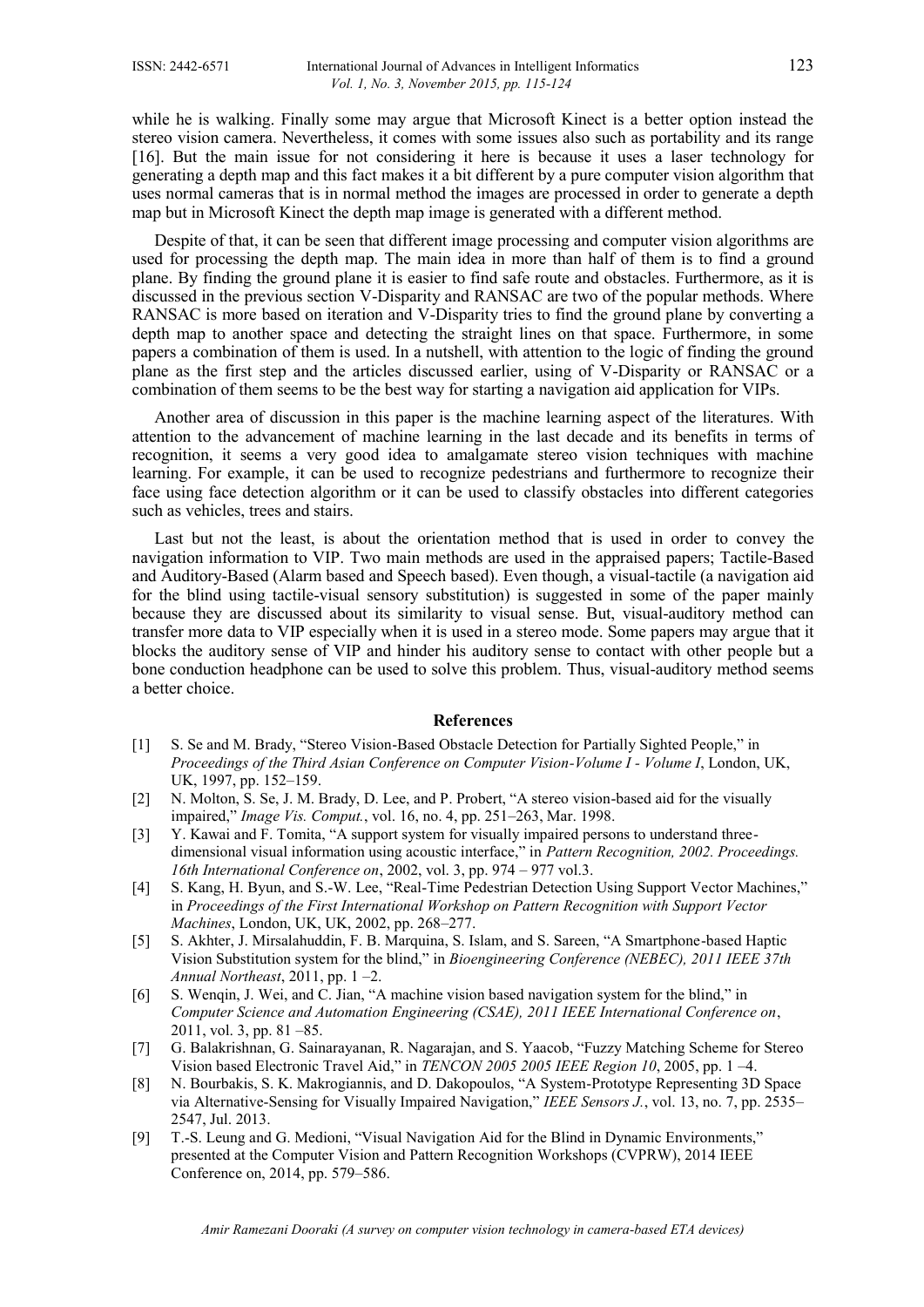while he is walking. Finally some may argue that Microsoft Kinect is a better option instead the stereo vision camera. Nevertheless, it comes with some issues also such as portability and its range [16]. But the main issue for not considering it here is because it uses a laser technology for generating a depth map and this fact makes it a bit different by a pure computer vision algorithm that uses normal cameras that is in normal method the images are processed in order to generate a depth map but in Microsoft Kinect the depth map image is generated with a different method.

Despite of that, it can be seen that different image processing and computer vision algorithms are used for processing the depth map. The main idea in more than half of them is to find a ground plane. By finding the ground plane it is easier to find safe route and obstacles. Furthermore, as it is discussed in the previous section V-Disparity and RANSAC are two of the popular methods. Where RANSAC is more based on iteration and V-Disparity tries to find the ground plane by converting a depth map to another space and detecting the straight lines on that space. Furthermore, in some papers a combination of them is used. In a nutshell, with attention to the logic of finding the ground plane as the first step and the articles discussed earlier, using of V-Disparity or RANSAC or a combination of them seems to be the best way for starting a navigation aid application for VIPs.

Another area of discussion in this paper is the machine learning aspect of the literatures. With attention to the advancement of machine learning in the last decade and its benefits in terms of recognition, it seems a very good idea to amalgamate stereo vision techniques with machine learning. For example, it can be used to recognize pedestrians and furthermore to recognize their face using face detection algorithm or it can be used to classify obstacles into different categories such as vehicles, trees and stairs.

Last but not the least, is about the orientation method that is used in order to convey the navigation information to VIP. Two main methods are used in the appraised papers; Tactile-Based and Auditory-Based (Alarm based and Speech based). Even though, a visual-tactile (a navigation aid for the blind using tactile-visual sensory substitution) is suggested in some of the paper mainly because they are discussed about its similarity to visual sense. But, visual-auditory method can transfer more data to VIP especially when it is used in a stereo mode. Some papers may argue that it blocks the auditory sense of VIP and hinder his auditory sense to contact with other people but a bone conduction headphone can be used to solve this problem. Thus, visual-auditory method seems a better choice.

## References

[1] S. Se and M. Brady, "Stereo Vision-Based Obstacle Detection for Partially Sighted People," in *Proceedings of the Third Asian Conference on Computer Vision-Volume I - Volume I*, London, UK, UK, 1997, pp. 152–159.

[2] N. Molton, S. Se, J. M. Brady, D. Lee, and P. Probert, "A stereo vision-based aid for the visually impaired," *Image Vis. Comput.*, vol. 16, no. 4, pp. 251–263, Mar. 1998.

[3] Y. Kawai and F. Tomita, "A support system for visually impaired persons to understand three-dimensional visual information using acoustic interface," in *Pattern Recognition, 2002. Proceedings. 16th International Conference on*, 2002, vol. 3, pp. 974 – 977 vol.3.

[4] S. Kang, H. Byun, and S.-W. Lee, "Real-Time Pedestrian Detection Using Support Vector Machines," in *Proceedings of the First International Workshop on Pattern Recognition with Support Vector Machines*, London, UK, UK, 2002, pp. 268–277.

[5] S. Akhter, J. Mirsalahuddin, F. B. Marquina, S. Islam, and S. Sareen, "A Smartphone-based Haptic Vision Substitution system for the blind," in *Bioengineering Conference (NEBEC), 2011 IEEE 37th Annual Northeast*, 2011, pp. 1 –2.

[6] S. Wenqin, J. Wei, and C. Jian, "A machine vision based navigation system for the blind," in *Computer Science and Automation Engineering (CSAE), 2011 IEEE International Conference on*, 2011, vol. 3, pp. 81 –85.

[7] G. Balakrishnan, G. Sainarayanan, R. Nagarajan, and S. Yaacob, "Fuzzy Matching Scheme for Stereo Vision based Electronic Travel Aid," in *TENCON 2005 2005 IEEE Region 10*, 2005, pp. 1 –4.

[8] N. Bourbakis, S. K. Makrogiannis, and D. Dakopoulos, "A System-Prototype Representing 3D Space via Alternative-Sensing for Visually Impaired Navigation," *IEEE Sensors J.*, vol. 13, no. 7, pp. 2535–2547, Jul. 2013.

[9] T.-S. Leung and G. Medioni, "Visual Navigation Aid for the Blind in Dynamic Environments," presented at the Computer Vision and Pattern Recognition Workshops (CVPRW), 2014 IEEE Conference on, 2014, pp. 579–586.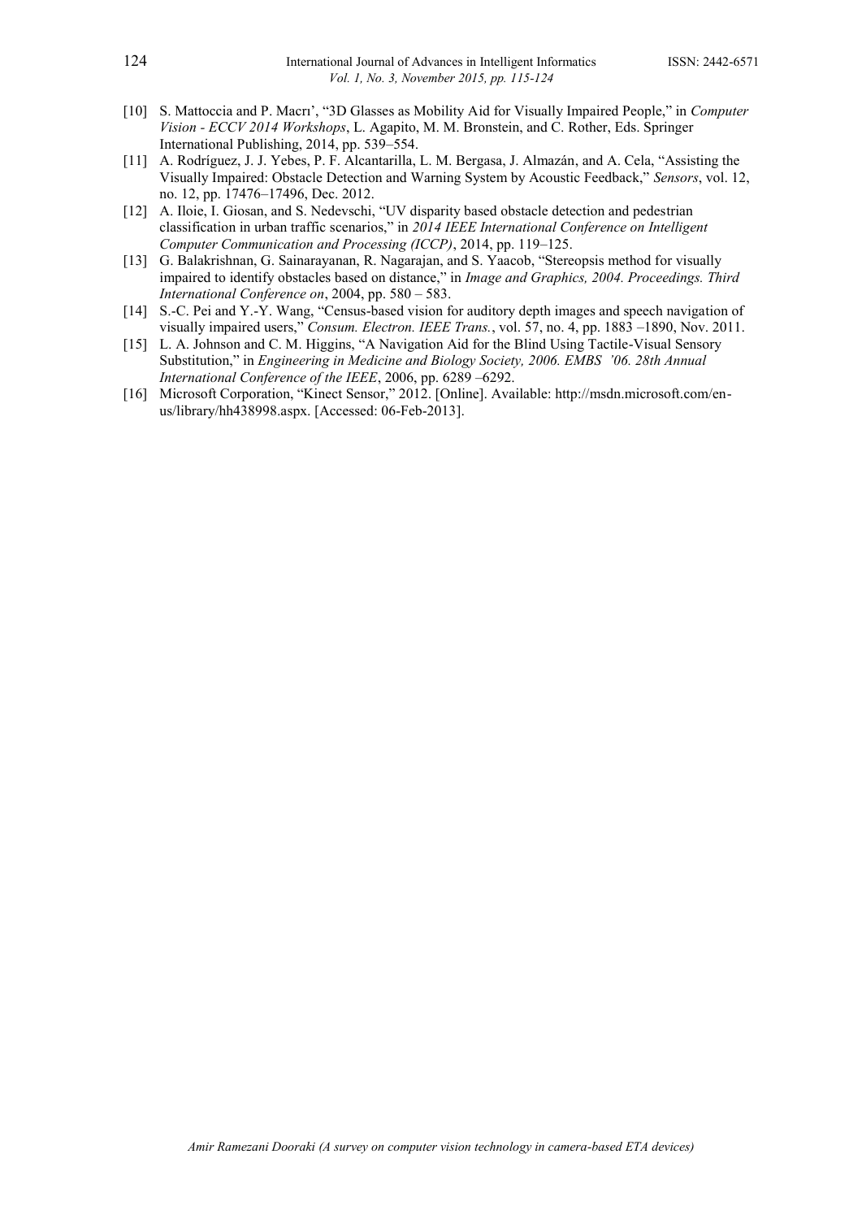[10] S. Mattoccia and P. Macrı', "3D Glasses as Mobility Aid for Visually Impaired People," in *Computer Vision - ECCV 2014 Workshops*, L. Agapito, M. M. Bronstein, and C. Rother, Eds. Springer International Publishing, 2014, pp. 539–554.

[11] A. Rodríguez, J. J. Yebes, P. F. Alcantarilla, L. M. Bergasa, J. Almazán, and A. Cela, "Assisting the Visually Impaired: Obstacle Detection and Warning System by Acoustic Feedback," *Sensors*, vol. 12, no. 12, pp. 17476–17496, Dec. 2012.

[12] A. Iloie, I. Giosan, and S. Nedevschi, "UV disparity based obstacle detection and pedestrian classification in urban traffic scenarios," in *2014 IEEE International Conference on Intelligent Computer Communication and Processing (ICCP)*, 2014, pp. 119–125.

[13] G. Balakrishnan, G. Sainarayanan, R. Nagarajan, and S. Yaacob, "Stereopsis method for visually impaired to identify obstacles based on distance," in *Image and Graphics, 2004. Proceedings. Third International Conference on*, 2004, pp. 580 – 583.

[14] S.-C. Pei and Y.-Y. Wang, "Census-based vision for auditory depth images and speech navigation of visually impaired users," *Consum. Electron. IEEE Trans.*, vol. 57, no. 4, pp. 1883 –1890, Nov. 2011.

[15] L. A. Johnson and C. M. Higgins, "A Navigation Aid for the Blind Using Tactile-Visual Sensory Substitution," in *Engineering in Medicine and Biology Society, 2006. EMBS '06. 28th Annual International Conference of the IEEE*, 2006, pp. 6289 –6292.

[16] Microsoft Corporation, "Kinect Sensor," 2012. [Online]. Available: http://msdn.microsoft.com/en-us/library/hh438998.aspx. [Accessed: 06-Feb-2013].